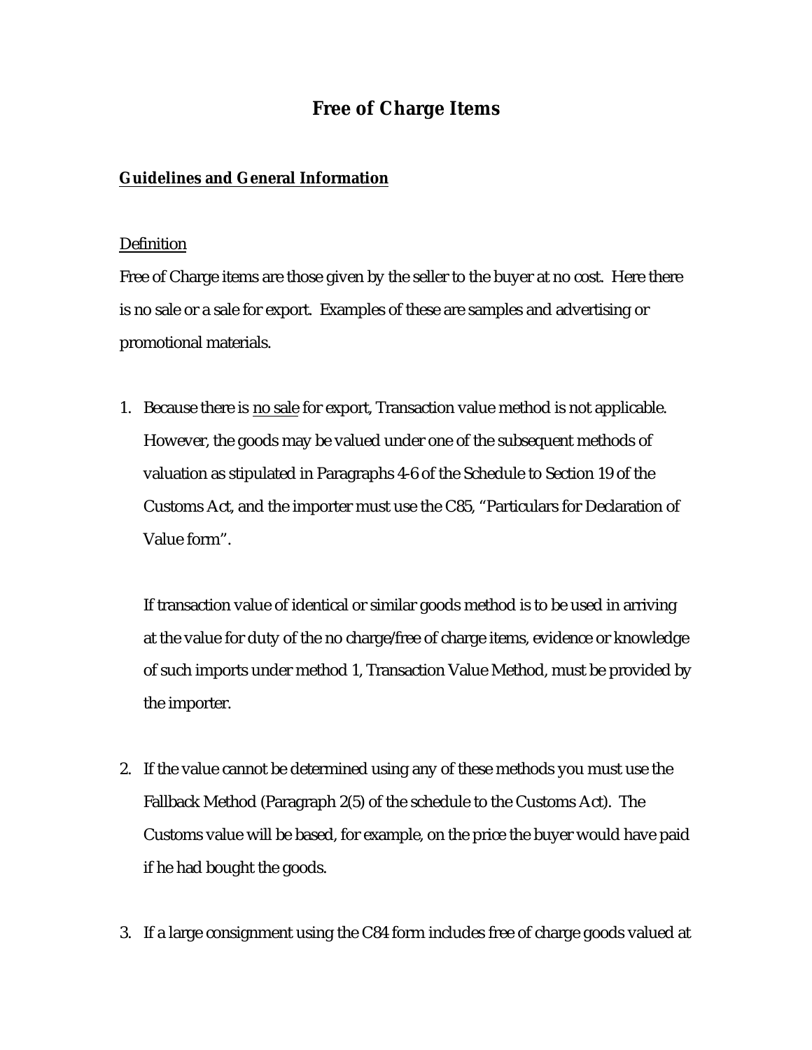# Free of Charge Items

## Guidelines and General Information

Definition

Free of Charge items are those given by the seller to the buyer at no cost. Here there is no sale or a sale for export. Examples of these are samples and advertising or promotional materials.

1. Because there is no sale for export, Transaction value method is not applicable. However, the goods may be valued under one of the subsequent methods of valuation as stipulated in Paragraphs 4-6 of the Schedule to Section 19 of the Customs Act, and the importer must use the C85, "Particulars for Declaration of Value form".

   If transaction value of identical or similar goods method is to be used in arriving at the value for duty of the no charge/free of charge items, evidence or knowledge of such imports under method 1, Transaction Value Method, must be provided by the importer.

2. If the value cannot be determined using any of these methods you must use the Fallback Method (Paragraph 2(5) of the schedule to the Customs Act). The Customs value will be based, for example, on the price the buyer would have paid if he had bought the goods.

3. If a large consignment using the C84 form includes free of charge goods valued at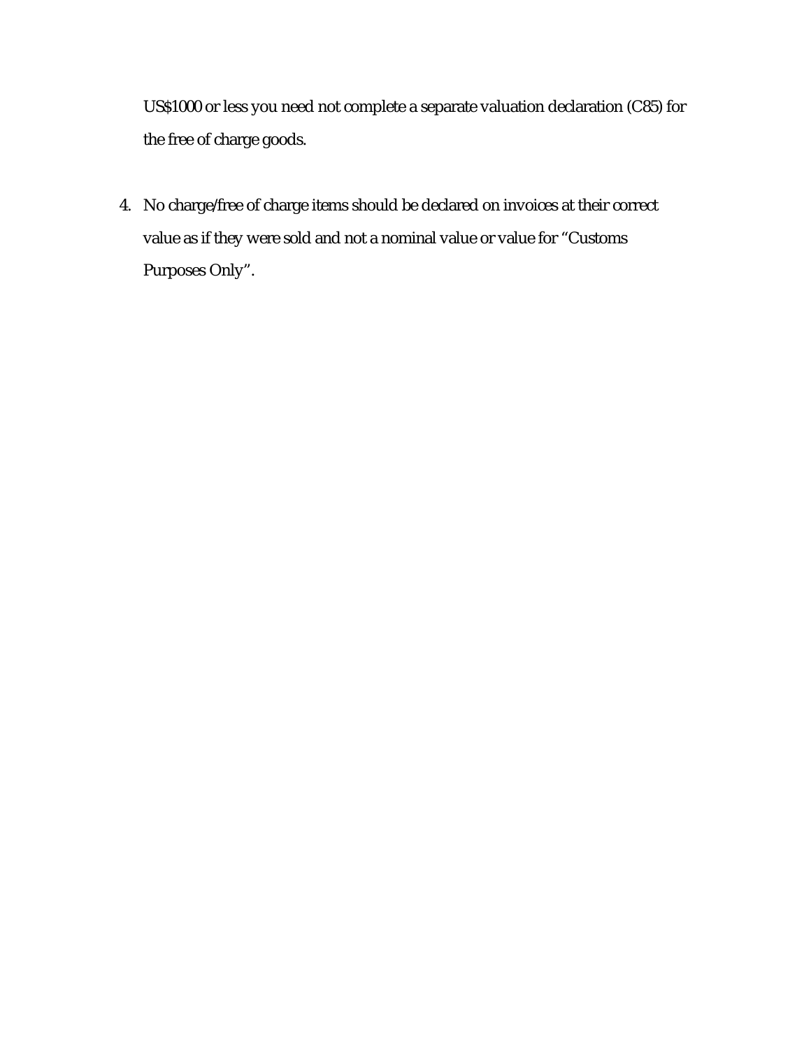US$1000 or less you need not complete a separate valuation declaration (C85) for the free of charge goods.

4. No charge/free of charge items should be declared on invoices at their correct value as if they were sold and not a nominal value or value for "Customs Purposes Only".